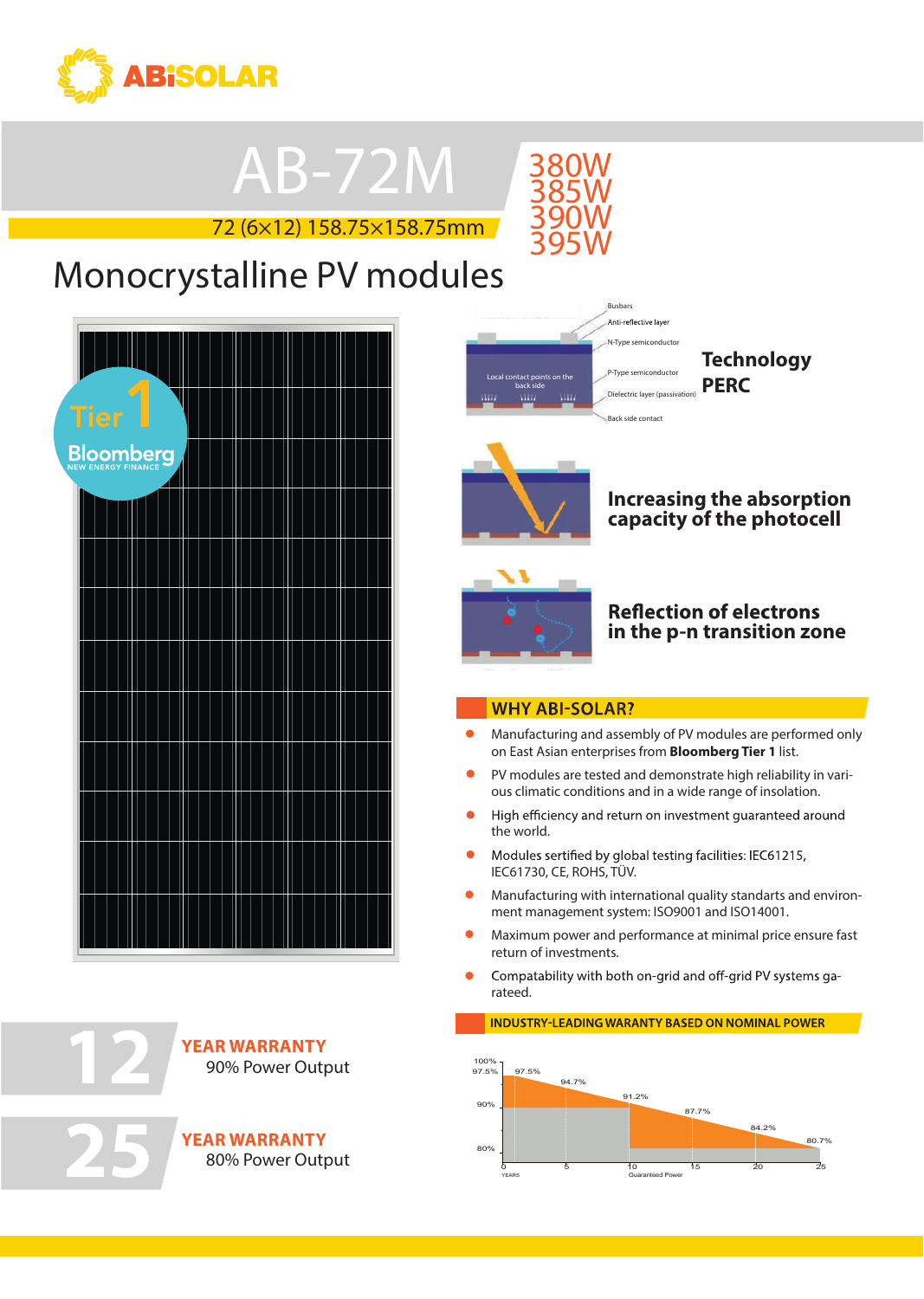ABiSOLAR

# AB-72M

72 (6×12) 158.75×158.75mm

380W
385W
390W
395W

## Monocrystalline PV modules

Tier 1 Bloomberg NEW ENERGY FINANCE

Busbars
Anti-reflective layer
N-Type semiconductor
P-Type semiconductor
Dielectric layer (passivation)
Back side contact
Local contact points on the back side

**Technology PERC**

**Increasing the absorption capacity of the photocell**

**Reflection of electrons in the p-n transition zone**

## WHY ABI-SOLAR?

- Manufacturing and assembly of PV modules are performed only on East Asian enterprises from **Bloomberg Tier 1** list.
- PV modules are tested and demonstrate high reliability in various climatic conditions and in a wide range of insolation.
- High efficiency and return on investment guaranteed around the world.
- Modules sertified by global testing facilities: IEC61215, IEC61730, CE, ROHS, TÜV.
- Manufacturing with international quality standarts and environment management system: ISO9001 and ISO14001.
- Maximum power and performance at minimal price ensure fast return of investments.
- Compatability with both on-grid and off-grid PV systems garateed.

**12 YEAR WARRANTY** 90% Power Output

**25 YEAR WARRANTY** 80% Power Output

## INDUSTRY-LEADING WARRANTY BASED ON NOMINAL POWER

| YEARS | 0 | 5 | 10 | 15 | 20 | 25 |
|---|---|---|---|---|---|---|
| Guaranteed Power | 97.5% | 94.7% | 91.2% | 87.7% | 84.2% | 80.7% |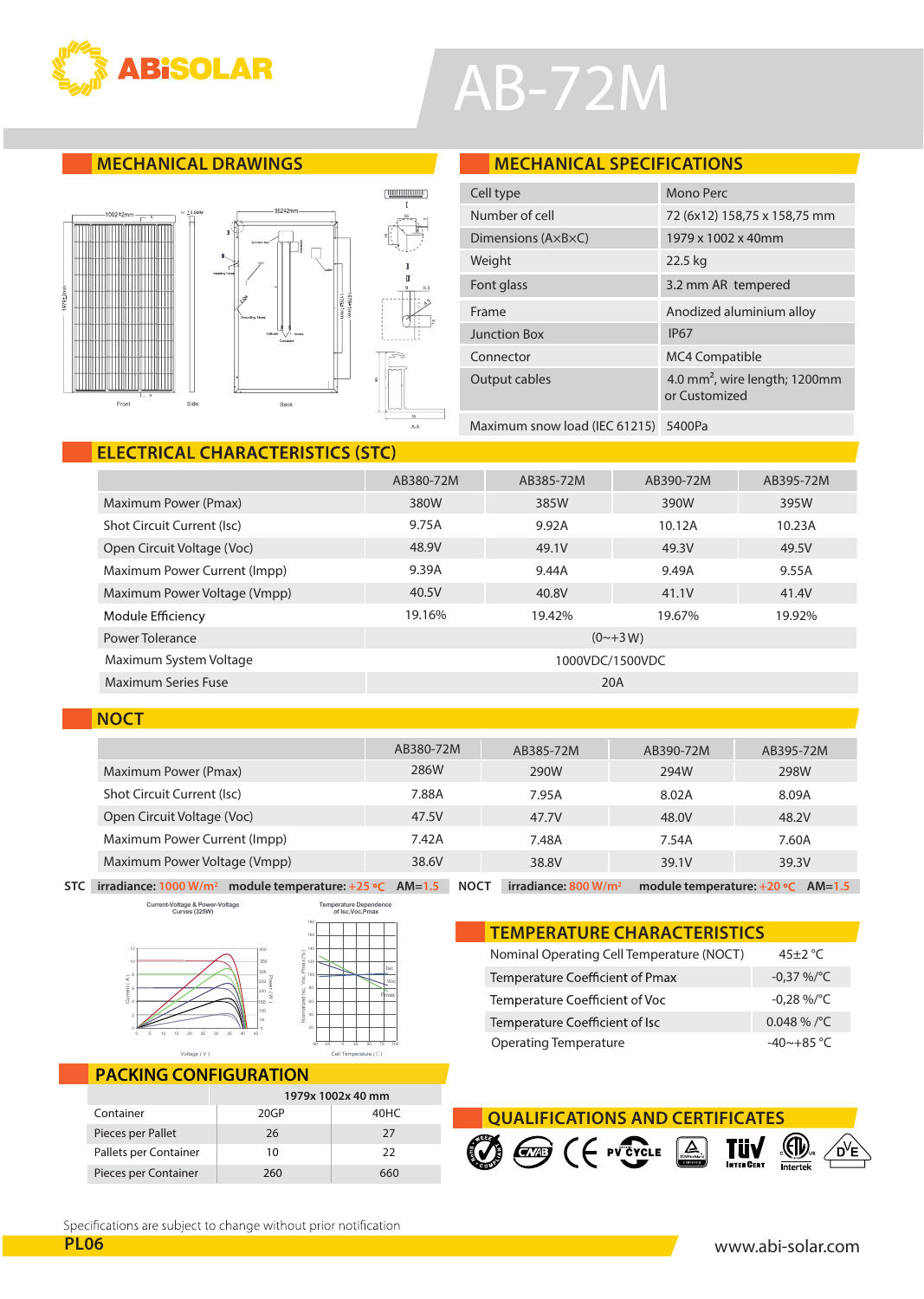# AB-72M

## MECHANICAL DRAWINGS

1002±2mm
1979±2mm
952±2mm
Front
Side
Back
A-A

## MECHANICAL SPECIFICATIONS

| | |
|---|---|
| Cell type | Mono Perc |
| Number of cell | 72 (6x12) 158,75 x 158,75 mm |
| Dimensions (AxBxC) | 1979 x 1002 x 40mm |
| Weight | 22.5 kg |
| Font glass | 3.2 mm AR tempered |
| Frame | Anodized aluminium alloy |
| Junction Box | IP67 |
| Connector | MC4 Compatible |
| Output cables | 4.0 mm$^2$, wire length; 1200mm or Customized |
| Maximum snow load (IEC 61215) | 5400Pa |

## ELECTRICAL CHARACTERISTICS (STC)

| | AB380-72M | AB385-72M | AB390-72M | AB395-72M |
|---|---|---|---|---|
| Maximum Power (Pmax) | 380W | 385W | 390W | 395W |
| Shot Circuit Current (Isc) | 9.75A | 9.92A | 10.12A | 10.23A |
| Open Circuit Voltage (Voc) | 48.9V | 49.1V | 49.3V | 49.5V |
| Maximum Power Current (Impp) | 9.39A | 9.44A | 9.49A | 9.55A |
| Maximum Power Voltage (Vmpp) | 40.5V | 40.8V | 41.1V | 41.4V |
| Module Efficiency | 19.16% | 19.42% | 19.67% | 19.92% |
| Power Tolerance | (0~+3 W) | | | |
| Maximum System Voltage | 1000VDC/1500VDC | | | |
| Maximum Series Fuse | 20A | | | |

## NOCT

| | AB380-72M | AB385-72M | AB390-72M | AB395-72M |
|---|---|---|---|---|
| Maximum Power (Pmax) | 286W | 290W | 294W | 298W |
| Shot Circuit Current (Isc) | 7.88A | 7.95A | 8.02A | 8.09A |
| Open Circuit Voltage (Voc) | 47.5V | 47.7V | 48.0V | 48.2V |
| Maximum Power Current (Impp) | 7.42A | 7.48A | 7.54A | 7.60A |
| Maximum Power Voltage (Vmpp) | 38.6V | 38.8V | 39.1V | 39.3V |

**STC** irradiance: 1000 W/m$^2$ module temperature: +25 °C AM=1.5 **NOCT** irradiance: 800 W/m$^2$ module temperature: +20 °C AM=1.5

Current-Voltage & Power-Voltage Curves (325W)

Voltage ( V )

Current ( A )

Power ( W )

Temperature Dependence of Isc,Voc,Pmax

Normalized Isc, Voc, Pmax (%)

Cell Temperature ( °C )

Isc

Voc

Pmax

## TEMPERATURE CHARACTERISTICS

| | |
|---|---|
| Nominal Operating Cell Temperature (NOCT) | 45±2 °C |
| Temperature Coefficient of Pmax | -0,37 %/°C |
| Temperature Coefficient of Voc | -0,28 %/°C |
| Temperature Coefficient of Isc | 0.048 % /°C |
| Operating Temperature | -40~+85 °C |

## PACKING CONFIGURATION

| | 1979x 1002x 40 mm | |
|---|---|---|
| Container | 20GP | 40HC |
| Pieces per Pallet | 26 | 27 |
| Pallets per Container | 10 | 22 |
| Pieces per Container | 260 | 660 |

## QUALIFICATIONS AND CERTIFICATES

Specifications are subject to change without prior notification

PL06

www.abi-solar.com